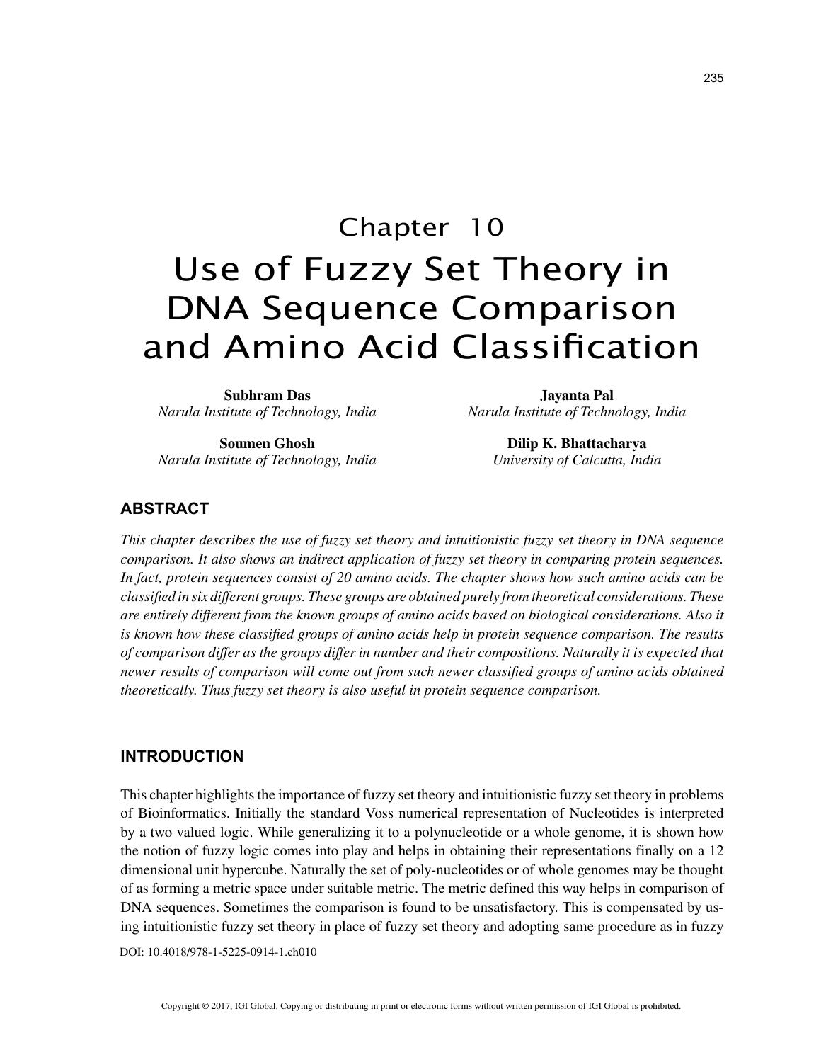# Chapter 10

# Use of Fuzzy Set Theory in DNA Sequence Comparison and Amino Acid Classification

**Subhram Das**
*Narula Institute of Technology, India*

**Jayanta Pal**
*Narula Institute of Technology, India*

**Soumen Ghosh**
*Narula Institute of Technology, India*

**Dilip K. Bhattacharya**
*University of Calcutta, India*

## ABSTRACT

*This chapter describes the use of fuzzy set theory and intuitionistic fuzzy set theory in DNA sequence comparison. It also shows an indirect application of fuzzy set theory in comparing protein sequences. In fact, protein sequences consist of 20 amino acids. The chapter shows how such amino acids can be classified in six different groups. These groups are obtained purely from theoretical considerations. These are entirely different from the known groups of amino acids based on biological considerations. Also it is known how these classified groups of amino acids help in protein sequence comparison. The results of comparison differ as the groups differ in number and their compositions. Naturally it is expected that newer results of comparison will come out from such newer classified groups of amino acids obtained theoretically. Thus fuzzy set theory is also useful in protein sequence comparison.*

## INTRODUCTION

This chapter highlights the importance of fuzzy set theory and intuitionistic fuzzy set theory in problems of Bioinformatics. Initially the standard Voss numerical representation of Nucleotides is interpreted by a two valued logic. While generalizing it to a polynucleotide or a whole genome, it is shown how the notion of fuzzy logic comes into play and helps in obtaining their representations finally on a 12 dimensional unit hypercube. Naturally the set of poly-nucleotides or of whole genomes may be thought of as forming a metric space under suitable metric. The metric defined this way helps in comparison of DNA sequences. Sometimes the comparison is found to be unsatisfactory. This is compensated by using intuitionistic fuzzy set theory in place of fuzzy set theory and adopting same procedure as in fuzzy

DOI: 10.4018/978-1-5225-0914-1.ch010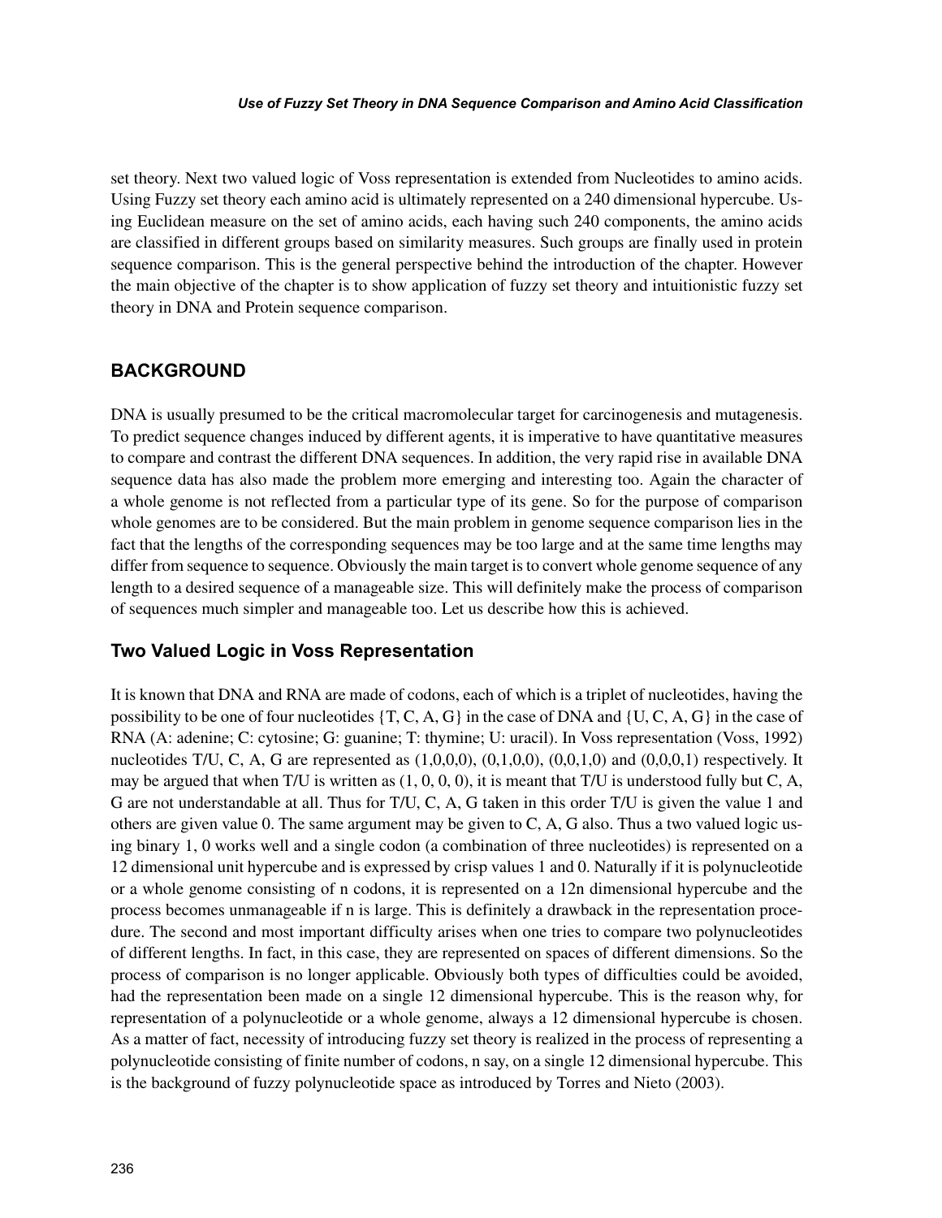set theory. Next two valued logic of Voss representation is extended from Nucleotides to amino acids. Using Fuzzy set theory each amino acid is ultimately represented on a 240 dimensional hypercube. Using Euclidean measure on the set of amino acids, each having such 240 components, the amino acids are classified in different groups based on similarity measures. Such groups are finally used in protein sequence comparison. This is the general perspective behind the introduction of the chapter. However the main objective of the chapter is to show application of fuzzy set theory and intuitionistic fuzzy set theory in DNA and Protein sequence comparison.

## BACKGROUND

DNA is usually presumed to be the critical macromolecular target for carcinogenesis and mutagenesis. To predict sequence changes induced by different agents, it is imperative to have quantitative measures to compare and contrast the different DNA sequences. In addition, the very rapid rise in available DNA sequence data has also made the problem more emerging and interesting too. Again the character of a whole genome is not reflected from a particular type of its gene. So for the purpose of comparison whole genomes are to be considered. But the main problem in genome sequence comparison lies in the fact that the lengths of the corresponding sequences may be too large and at the same time lengths may differ from sequence to sequence. Obviously the main target is to convert whole genome sequence of any length to a desired sequence of a manageable size. This will definitely make the process of comparison of sequences much simpler and manageable too. Let us describe how this is achieved.

### Two Valued Logic in Voss Representation

It is known that DNA and RNA are made of codons, each of which is a triplet of nucleotides, having the possibility to be one of four nucleotides {T, C, A, G} in the case of DNA and {U, C, A, G} in the case of RNA (A: adenine; C: cytosine; G: guanine; T: thymine; U: uracil). In Voss representation (Voss, 1992) nucleotides T/U, C, A, G are represented as (1,0,0,0), (0,1,0,0), (0,0,1,0) and (0,0,0,1) respectively. It may be argued that when T/U is written as (1, 0, 0, 0), it is meant that T/U is understood fully but C, A, G are not understandable at all. Thus for T/U, C, A, G taken in this order T/U is given the value 1 and others are given value 0. The same argument may be given to C, A, G also. Thus a two valued logic using binary 1, 0 works well and a single codon (a combination of three nucleotides) is represented on a 12 dimensional unit hypercube and is expressed by crisp values 1 and 0. Naturally if it is polynucleotide or a whole genome consisting of n codons, it is represented on a 12n dimensional hypercube and the process becomes unmanageable if n is large. This is definitely a drawback in the representation procedure. The second and most important difficulty arises when one tries to compare two polynucleotides of different lengths. In fact, in this case, they are represented on spaces of different dimensions. So the process of comparison is no longer applicable. Obviously both types of difficulties could be avoided, had the representation been made on a single 12 dimensional hypercube. This is the reason why, for representation of a polynucleotide or a whole genome, always a 12 dimensional hypercube is chosen. As a matter of fact, necessity of introducing fuzzy set theory is realized in the process of representing a polynucleotide consisting of finite number of codons, n say, on a single 12 dimensional hypercube. This is the background of fuzzy polynucleotide space as introduced by Torres and Nieto (2003).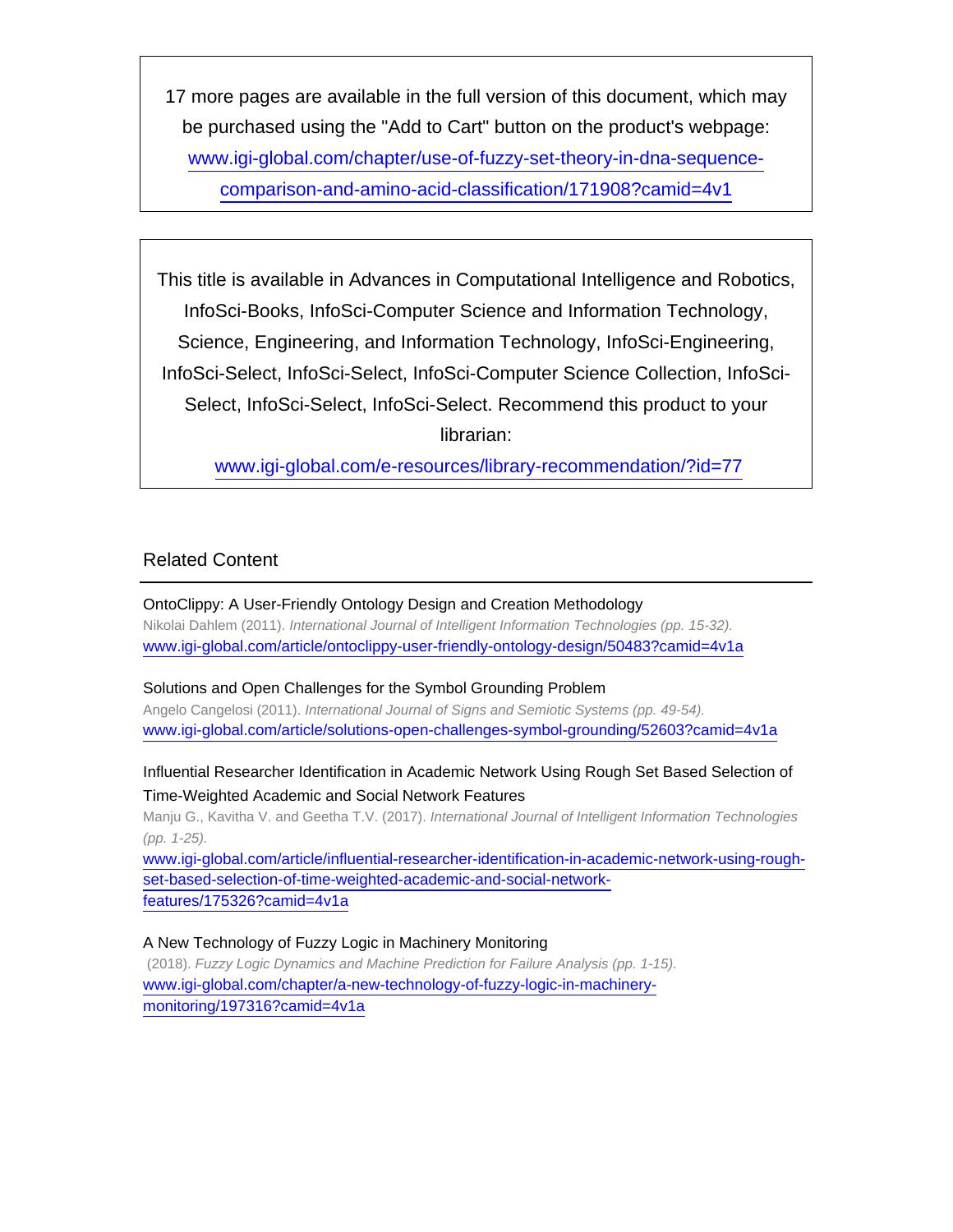17 more pages are available in the full version of this document, which may be purchased using the "Add to Cart" button on the product's webpage: www.igi-global.com/chapter/use-of-fuzzy-set-theory-in-dna-sequence-comparison-and-amino-acid-classification/171908?camid=4v1

This title is available in Advances in Computational Intelligence and Robotics, InfoSci-Books, InfoSci-Computer Science and Information Technology, Science, Engineering, and Information Technology, InfoSci-Engineering, InfoSci-Select, InfoSci-Select, InfoSci-Computer Science Collection, InfoSci-Select, InfoSci-Select, InfoSci-Select. Recommend this product to your librarian: www.igi-global.com/e-resources/library-recommendation/?id=77

## Related Content

OntoClippy: A User-Friendly Ontology Design and Creation Methodology
Nikolai Dahlem (2011). *International Journal of Intelligent Information Technologies (pp. 15-32).*
www.igi-global.com/article/ontoclippy-user-friendly-ontology-design/50483?camid=4v1a

Solutions and Open Challenges for the Symbol Grounding Problem
Angelo Cangelosi (2011). *International Journal of Signs and Semiotic Systems (pp. 49-54).*
www.igi-global.com/article/solutions-open-challenges-symbol-grounding/52603?camid=4v1a

Influential Researcher Identification in Academic Network Using Rough Set Based Selection of Time-Weighted Academic and Social Network Features
Manju G., Kavitha V. and Geetha T.V. (2017). *International Journal of Intelligent Information Technologies (pp. 1-25).*
www.igi-global.com/article/influential-researcher-identification-in-academic-network-using-rough-set-based-selection-of-time-weighted-academic-and-social-network-features/175326?camid=4v1a

A New Technology of Fuzzy Logic in Machinery Monitoring
(2018). *Fuzzy Logic Dynamics and Machine Prediction for Failure Analysis (pp. 1-15).*
www.igi-global.com/chapter/a-new-technology-of-fuzzy-logic-in-machinery-monitoring/197316?camid=4v1a